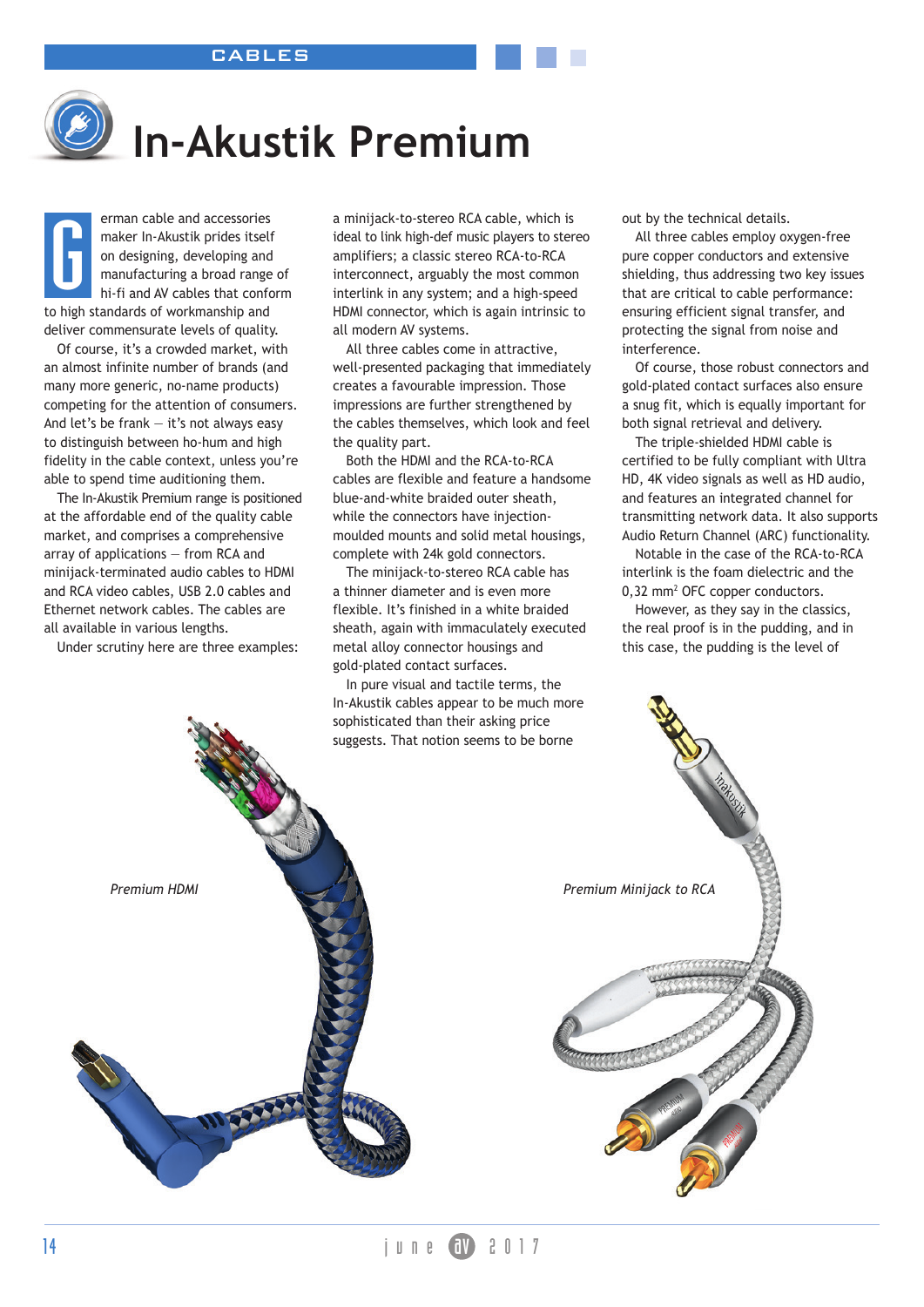# In-Akustik Premium

German cable and accessories maker In-Akustik prides itself on designing, developing and manufacturing a broad range of hi-fi and AV cables that conform to high standards of workmanship and deliver commensurate levels of quality.

Of course, it's a crowded market, with an almost infinite number of brands (and many more generic, no-name products) competing for the attention of consumers. And let's be frank – it's not always easy to distinguish between ho-hum and high fidelity in the cable context, unless you're able to spend time auditioning them.

The In-Akustik Premium range is positioned at the affordable end of the quality cable market, and comprises a comprehensive array of applications – from RCA and minijack-terminated audio cables to HDMI and RCA video cables, USB 2.0 cables and Ethernet network cables. The cables are all available in various lengths.

Under scrutiny here are three examples: a minijack-to-stereo RCA cable, which is ideal to link high-def music players to stereo amplifiers; a classic stereo RCA-to-RCA interconnect, arguably the most common interlink in any system; and a high-speed HDMI connector, which is again intrinsic to all modern AV systems.

All three cables come in attractive, well-presented packaging that immediately creates a favourable impression. Those impressions are further strengthened by the cables themselves, which look and feel the quality part.

Both the HDMI and the RCA-to-RCA cables are flexible and feature a handsome blue-and-white braided outer sheath, while the connectors have injection-moulded mounts and solid metal housings, complete with 24k gold connectors.

The minijack-to-stereo RCA cable has a thinner diameter and is even more flexible. It's finished in a white braided sheath, again with immaculately executed metal alloy connector housings and gold-plated contact surfaces.

In pure visual and tactile terms, the In-Akustik cables appear to be much more sophisticated than their asking price suggests. That notion seems to be borne out by the technical details.

All three cables employ oxygen-free pure copper conductors and extensive shielding, thus addressing two key issues that are critical to cable performance: ensuring efficient signal transfer, and protecting the signal from noise and interference.

Of course, those robust connectors and gold-plated contact surfaces also ensure a snug fit, which is equally important for both signal retrieval and delivery.

The triple-shielded HDMI cable is certified to be fully compliant with Ultra HD, 4K video signals as well as HD audio, and features an integrated channel for transmitting network data. It also supports Audio Return Channel (ARC) functionality.

Notable in the case of the RCA-to-RCA interlink is the foam dielectric and the 0,32 mm$^2$ OFC copper conductors.

However, as they say in the classics, the real proof is in the pudding, and in this case, the pudding is the level of

*Premium HDMI*

*Premium Minijack to RCA*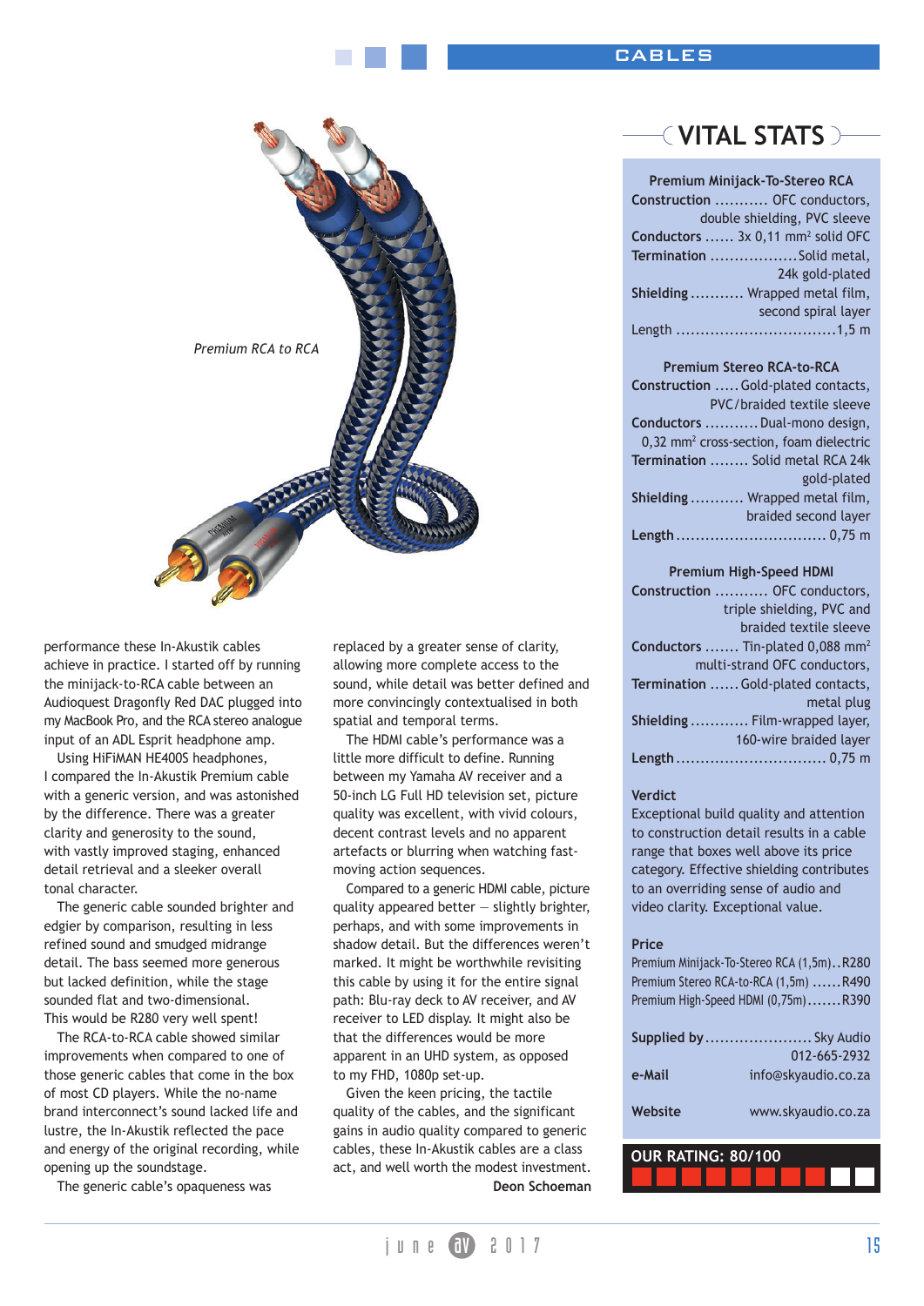*Premium RCA to RCA*

performance these In-Akustik cables achieve in practice. I started off by running the minijack-to-RCA cable between an Audioquest Dragonfly Red DAC plugged into my MacBook Pro, and the RCA stereo analogue input of an ADL Esprit headphone amp.

Using HiFiMAN HE400S headphones, I compared the In-Akustik Premium cable with a generic version, and was astonished by the difference. There was a greater clarity and generosity to the sound, with vastly improved staging, enhanced detail retrieval and a sleeker overall tonal character.

The generic cable sounded brighter and edgier by comparison, resulting in less refined sound and smudged midrange detail. The bass seemed more generous but lacked definition, while the stage sounded flat and two-dimensional. This would be R280 very well spent!

The RCA-to-RCA cable showed similar improvements when compared to one of those generic cables that come in the box of most CD players. While the no-name brand interconnect's sound lacked life and lustre, the In-Akustik reflected the pace and energy of the original recording, while opening up the soundstage.

The generic cable's opaqueness was replaced by a greater sense of clarity, allowing more complete access to the sound, while detail was better defined and more convincingly contextualised in both spatial and temporal terms.

The HDMI cable's performance was a little more difficult to define. Running between my Yamaha AV receiver and a 50-inch LG Full HD television set, picture quality was excellent, with vivid colours, decent contrast levels and no apparent artefacts or blurring when watching fast-moving action sequences.

Compared to a generic HDMI cable, picture quality appeared better — slightly brighter, perhaps, and with some improvements in shadow detail. But the differences weren't marked. It might be worthwhile revisiting this cable by using it for the entire signal path: Blu-ray deck to AV receiver, and AV receiver to LED display. It might also be that the differences would be more apparent in an UHD system, as opposed to my FHD, 1080p set-up.

Given the keen pricing, the tactile quality of the cables, and the significant gains in audio quality compared to generic cables, these In-Akustik cables are a class act, and well worth the modest investment.

**Deon Schoeman**

## VITAL STATS

**Premium Minijack-To-Stereo RCA**

**Construction** ........... OFC conductors, double shielding, PVC sleeve
**Conductors** ...... 3x 0,11 mm² solid OFC
**Termination** .................Solid metal, 24k gold-plated
**Shielding** ........... Wrapped metal film, second spiral layer
Length ................................1,5 m

**Premium Stereo RCA-to-RCA**

**Construction** .....Gold-plated contacts, PVC/braided textile sleeve
**Conductors** ...........Dual-mono design, 0,32 mm² cross-section, foam dielectric
**Termination** ........ Solid metal RCA 24k gold-plated
**Shielding** ........... Wrapped metal film, braided second layer
**Length** .............................. 0,75 m

**Premium High-Speed HDMI**

**Construction** ........... OFC conductors, triple shielding, PVC and braided textile sleeve
**Conductors** ....... Tin-plated 0,088 mm² multi-strand OFC conductors,
**Termination** ......Gold-plated contacts, metal plug
**Shielding** ............ Film-wrapped layer, 160-wire braided layer
**Length** .............................. 0,75 m

**Verdict**

Exceptional build quality and attention to construction detail results in a cable range that boxes well above its price category. Effective shielding contributes to an overriding sense of audio and video clarity. Exceptional value.

**Price**

Premium Minijack-To-Stereo RCA (1,5m)..R280
Premium Stereo RCA-to-RCA (1,5m) ......R490
Premium High-Speed HDMI (0,75m).......R390

**Supplied by**...................... Sky Audio
012-665-2932
**e-Mail** info@skyaudio.co.za
**Website** www.skyaudio.co.za

**OUR RATING: 80/100**